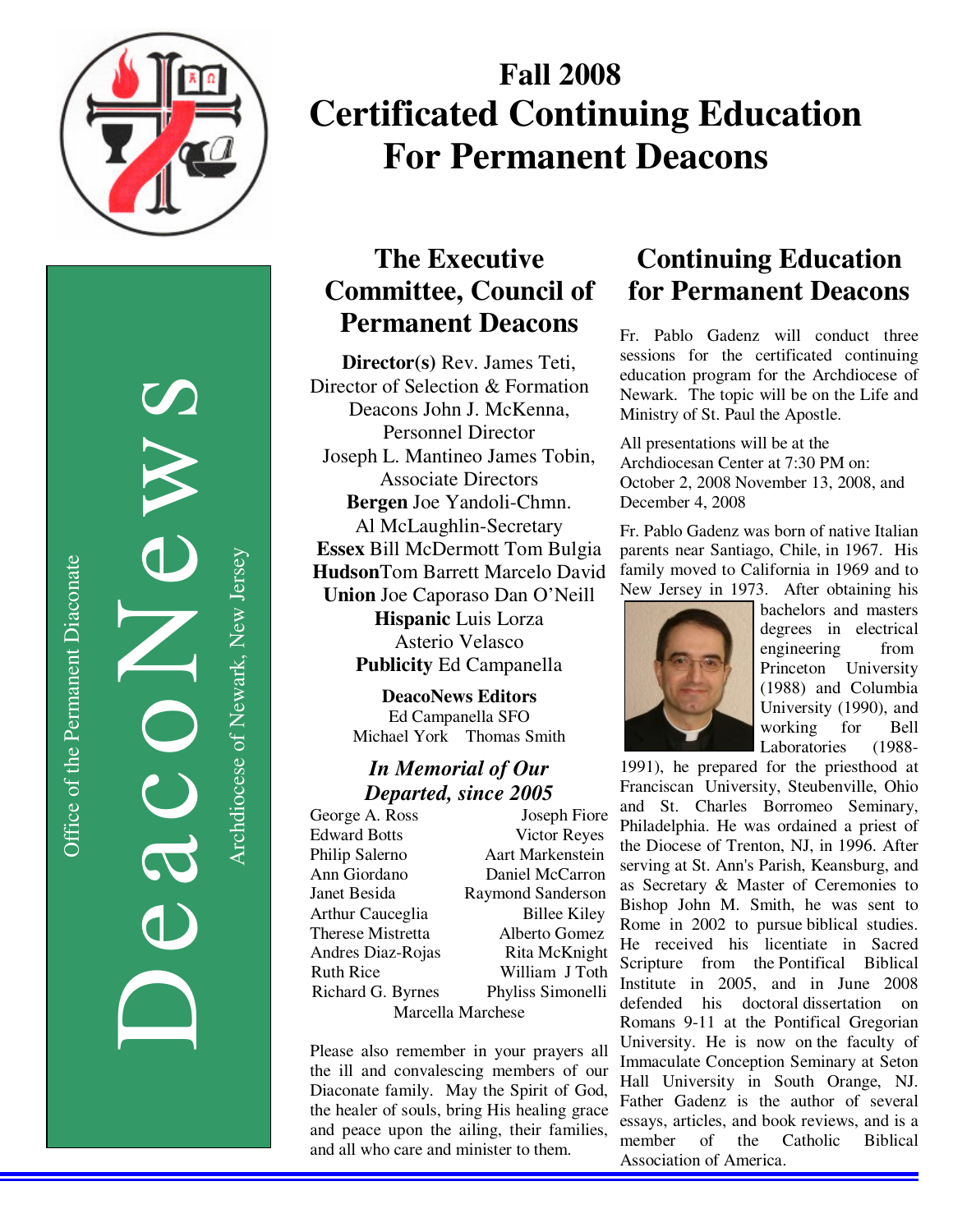# Fall 2008 Certificated Continuing Education For Permanent Deacons

DeacoNews

Office of the Permanent Diaconate

Archdiocese of Newark, New Jersey

## The Executive Committee, Council of Permanent Deacons

**Director(s)** Rev. James Teti, Director of Selection & Formation
Deacons John J. McKenna, Personnel Director
Joseph L. Mantineo James Tobin, Associate Directors
**Bergen** Joe Yandoli-Chmn.
Al McLaughlin-Secretary
**Essex** Bill McDermott Tom Bulgia
**Hudson** Tom Barrett Marcelo David
**Union** Joe Caporaso Dan O'Neill
**Hispanic** Luis Lorza
Asterio Velasco
**Publicity** Ed Campanella

**DeacoNews Editors**
Ed Campanella SFO
Michael York Thomas Smith

### *In Memorial of Our Departed, since 2005*

George A. Ross
Joseph Fiore
Edward Botts
Victor Reyes
Philip Salerno
Aart Markenstein
Ann Giordano
Daniel McCarron
Janet Besida
Raymond Sanderson
Arthur Cauceglia
Billee Kiley
Therese Mistretta
Alberto Gomez
Andres Diaz-Rojas
Rita McKnight
Ruth Rice
William J Toth
Richard G. Byrnes
Phyliss Simonelli
Marcella Marchese

Please also remember in your prayers all the ill and convalescing members of our Diaconate family. May the Spirit of God, the healer of souls, bring His healing grace and peace upon the ailing, their families, and all who care and minister to them.

## Continuing Education for Permanent Deacons

Fr. Pablo Gadenz will conduct three sessions for the certificated continuing education program for the Archdiocese of Newark. The topic will be on the Life and Ministry of St. Paul the Apostle.

All presentations will be at the Archdiocesan Center at 7:30 PM on: October 2, 2008 November 13, 2008, and December 4, 2008

Fr. Pablo Gadenz was born of native Italian parents near Santiago, Chile, in 1967. His family moved to California in 1969 and to New Jersey in 1973. After obtaining his bachelors and masters degrees in electrical engineering from Princeton University (1988) and Columbia University (1990), and working for Bell Laboratories (1988-1991), he prepared for the priesthood at Franciscan University, Steubenville, Ohio and St. Charles Borromeo Seminary, Philadelphia. He was ordained a priest of the Diocese of Trenton, NJ, in 1996. After serving at St. Ann's Parish, Keansburg, and as Secretary & Master of Ceremonies to Bishop John M. Smith, he was sent to Rome in 2002 to pursue biblical studies. He received his licentiate in Sacred Scripture from the Pontifical Biblical Institute in 2005, and in June 2008 defended his doctoral dissertation on Romans 9-11 at the Pontifical Gregorian University. He is now on the faculty of Immaculate Conception Seminary at Seton Hall University in South Orange, NJ. Father Gadenz is the author of several essays, articles, and book reviews, and is a member of the Catholic Biblical Association of America.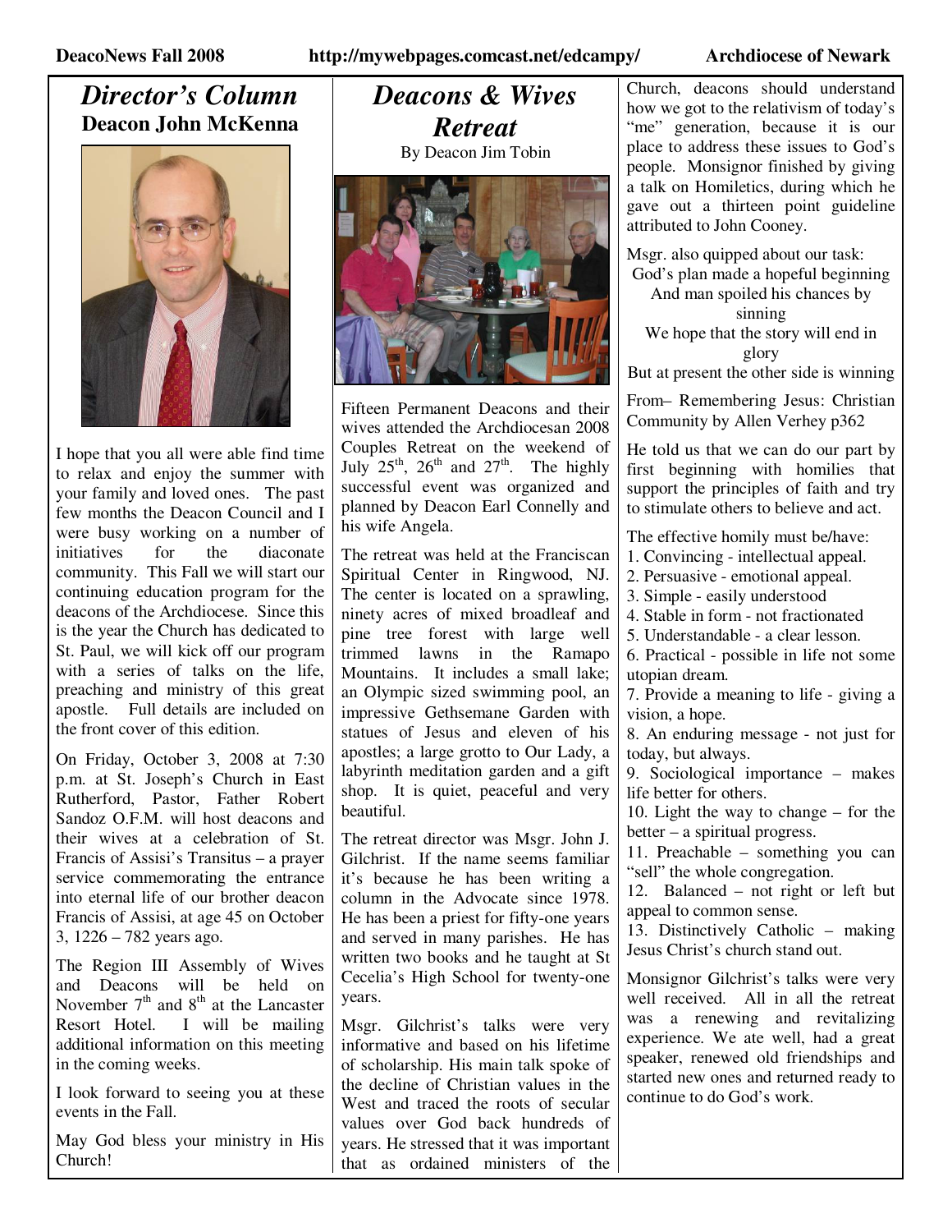## *Director's Column*

### Deacon John McKenna

I hope that you all were able find time to relax and enjoy the summer with your family and loved ones. The past few months the Deacon Council and I were busy working on a number of initiatives for the diaconate community. This Fall we will start our continuing education program for the deacons of the Archdiocese. Since this is the year the Church has dedicated to St. Paul, we will kick off our program with a series of talks on the life, preaching and ministry of this great apostle. Full details are included on the front cover of this edition.

On Friday, October 3, 2008 at 7:30 p.m. at St. Joseph's Church in East Rutherford, Pastor, Father Robert Sandoz O.F.M. will host deacons and their wives at a celebration of St. Francis of Assisi's Transitus – a prayer service commemorating the entrance into eternal life of our brother deacon Francis of Assisi, at age 45 on October 3, 1226 – 782 years ago.

The Region III Assembly of Wives and Deacons will be held on November 7th and 8th at the Lancaster Resort Hotel. I will be mailing additional information on this meeting in the coming weeks.

I look forward to seeing you at these events in the Fall.

May God bless your ministry in His Church!

## *Deacons & Wives Retreat*

By Deacon Jim Tobin

Fifteen Permanent Deacons and their wives attended the Archdiocesan 2008 Couples Retreat on the weekend of July 25th, 26th and 27th. The highly successful event was organized and planned by Deacon Earl Connelly and his wife Angela.

The retreat was held at the Franciscan Spiritual Center in Ringwood, NJ. The center is located on a sprawling, ninety acres of mixed broadleaf and pine tree forest with large well trimmed lawns in the Ramapo Mountains. It includes a small lake; an Olympic sized swimming pool, an impressive Gethsemane Garden with statues of Jesus and eleven of his apostles; a large grotto to Our Lady, a labyrinth meditation garden and a gift shop. It is quiet, peaceful and very beautiful.

The retreat director was Msgr. John J. Gilchrist. If the name seems familiar it's because he has been writing a column in the Advocate since 1978. He has been a priest for fifty-one years and served in many parishes. He has written two books and he taught at St Cecelia's High School for twenty-one years.

Msgr. Gilchrist's talks were very informative and based on his lifetime of scholarship. His main talk spoke of the decline of Christian values in the West and traced the roots of secular values over God back hundreds of years. He stressed that it was important that as ordained ministers of the Church, deacons should understand how we got to the relativism of today's "me" generation, because it is our place to address these issues to God's people. Monsignor finished by giving a talk on Homiletics, during which he gave out a thirteen point guideline attributed to John Cooney.

Msgr. also quipped about our task:

God's plan made a hopeful beginning
And man spoiled his chances by sinning
We hope that the story will end in glory
But at present the other side is winning

From– Remembering Jesus: Christian Community by Allen Verhey p362

He told us that we can do our part by first beginning with homilies that support the principles of faith and try to stimulate others to believe and act.

The effective homily must be/have:

1. Convincing - intellectual appeal.
2. Persuasive - emotional appeal.
3. Simple - easily understood
4. Stable in form - not fractionated
5. Understandable - a clear lesson.
6. Practical - possible in life not some utopian dream.
7. Provide a meaning to life - giving a vision, a hope.
8. An enduring message - not just for today, but always.
9. Sociological importance – makes life better for others.
10. Light the way to change – for the better – a spiritual progress.
11. Preachable – something you can "sell" the whole congregation.
12. Balanced – not right or left but appeal to common sense.
13. Distinctively Catholic – making Jesus Christ's church stand out.

Monsignor Gilchrist's talks were very well received. All in all the retreat was a renewing and revitalizing experience. We ate well, had a great speaker, renewed old friendships and started new ones and returned ready to continue to do God's work.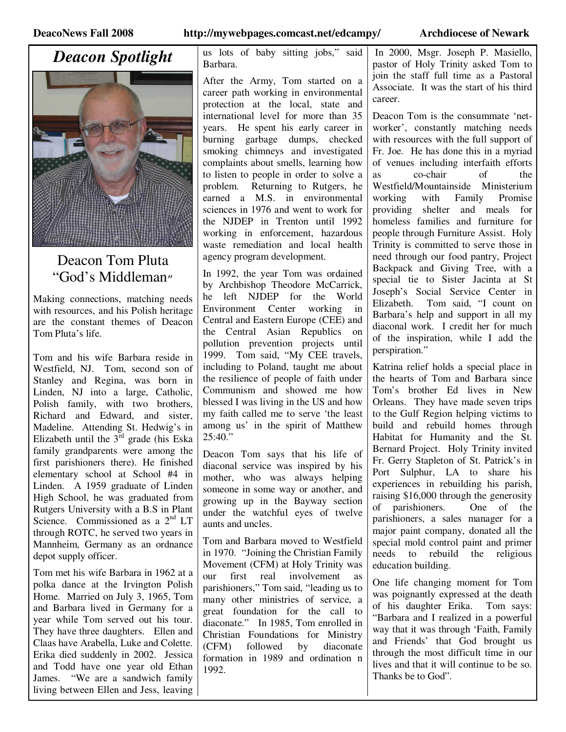# *Deacon Spotlight*

## Deacon Tom Pluta "God's Middleman"

Making connections, matching needs with resources, and his Polish heritage are the constant themes of Deacon Tom Pluta's life.

Tom and his wife Barbara reside in Westfield, NJ. Tom, second son of Stanley and Regina, was born in Linden, NJ into a large, Catholic, Polish family, with two brothers, Richard and Edward, and sister, Madeline. Attending St. Hedwig's in Elizabeth until the 3rd grade (his Eska family grandparents were among the first parishioners there). He finished elementary school at School #4 in Linden. A 1959 graduate of Linden High School, he was graduated from Rutgers University with a B.S in Plant Science. Commissioned as a 2nd LT through ROTC, he served two years in Mannheim, Germany as an ordnance depot supply officer.

Tom met his wife Barbara in 1962 at a polka dance at the Irvington Polish Home. Married on July 3, 1965, Tom and Barbara lived in Germany for a year while Tom served out his tour. They have three daughters. Ellen and Claas have Arabella, Luke and Colette. Erika died suddenly in 2002. Jessica and Todd have one year old Ethan James. "We are a sandwich family living between Ellen and Jess, leaving us lots of baby sitting jobs," said Barbara.

After the Army, Tom started on a career path working in environmental protection at the local, state and international level for more than 35 years. He spent his early career in burning garbage dumps, checked smoking chimneys and investigated complaints about smells, learning how to listen to people in order to solve a problem. Returning to Rutgers, he earned a M.S. in environmental sciences in 1976 and went to work for the NJDEP in Trenton until 1992 working in enforcement, hazardous waste remediation and local health agency program development.

In 1992, the year Tom was ordained by Archbishop Theodore McCarrick, he left NJDEP for the World Environment Center working in Central and Eastern Europe (CEE) and the Central Asian Republics on pollution prevention projects until 1999. Tom said, "My CEE travels, including to Poland, taught me about the resilience of people of faith under Communism and showed me how blessed I was living in the US and how my faith called me to serve 'the least among us' in the spirit of Matthew 25:40."

Deacon Tom says that his life of diaconal service was inspired by his mother, who was always helping someone in some way or another, and growing up in the Bayway section under the watchful eyes of twelve aunts and uncles.

Tom and Barbara moved to Westfield in 1970. "Joining the Christian Family Movement (CFM) at Holy Trinity was our first real involvement as parishioners," Tom said, "leading us to many other ministries of service, a great foundation for the call to diaconate." In 1985, Tom enrolled in Christian Foundations for Ministry (CFM) followed by diaconate formation in 1989 and ordination n 1992.

In 2000, Msgr. Joseph P. Masiello, pastor of Holy Trinity asked Tom to join the staff full time as a Pastoral Associate. It was the start of his third career.

Deacon Tom is the consummate 'net-worker', constantly matching needs with resources with the full support of Fr. Joe. He has done this in a myriad of venues including interfaith efforts as co-chair of the Westfield/Mountainside Ministerium working with Family Promise providing shelter and meals for homeless families and furniture for people through Furniture Assist. Holy Trinity is committed to serve those in need through our food pantry, Project Backpack and Giving Tree, with a special tie to Sister Jacinta at St Joseph's Social Service Center in Elizabeth. Tom said, "I count on Barbara's help and support in all my diaconal work. I credit her for much of the inspiration, while I add the perspiration."

Katrina relief holds a special place in the hearts of Tom and Barbara since Tom's brother Ed lives in New Orleans. They have made seven trips to the Gulf Region helping victims to build and rebuild homes through Habitat for Humanity and the St. Bernard Project. Holy Trinity invited Fr. Gerry Stapleton of St. Patrick's in Port Sulphur, LA to share his experiences in rebuilding his parish, raising $16,000 through the generosity of parishioners. One of the parishioners, a sales manager for a major paint company, donated all the special mold control paint and primer needs to rebuild the religious education building.

One life changing moment for Tom was poignantly expressed at the death of his daughter Erika. Tom says: "Barbara and I realized in a powerful way that it was through 'Faith, Family and Friends' that God brought us through the most difficult time in our lives and that it will continue to be so. Thanks be to God".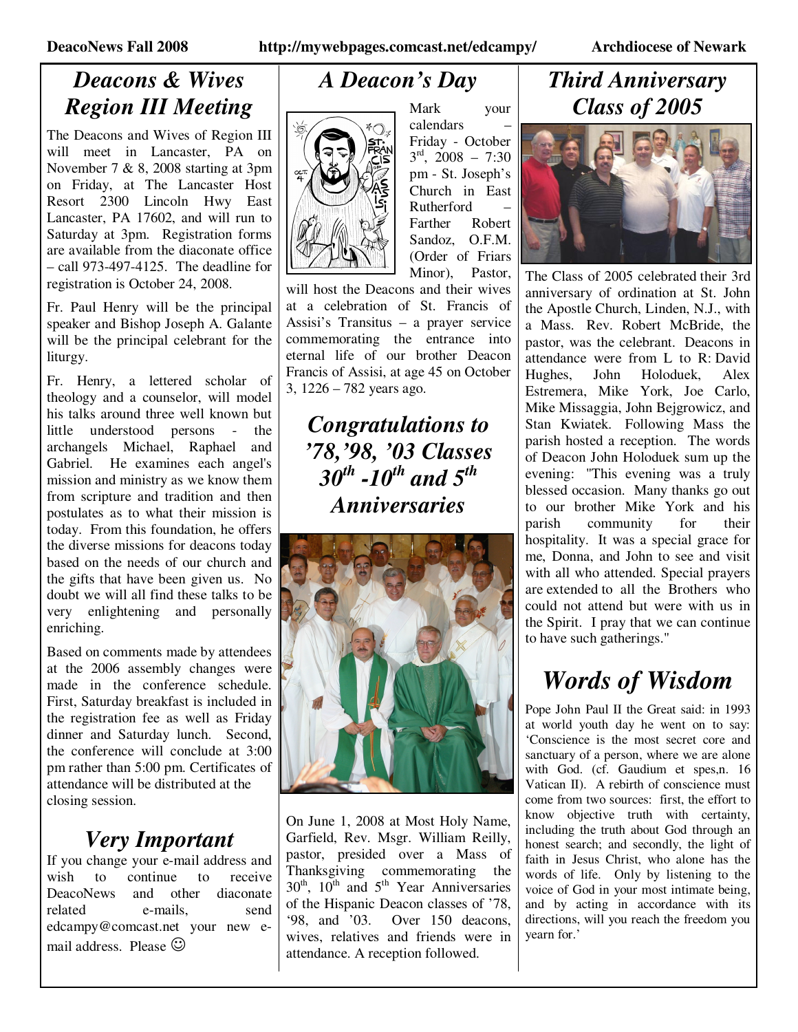## Deacons & Wives Region III Meeting

The Deacons and Wives of Region III will meet in Lancaster, PA on November 7 & 8, 2008 starting at 3pm on Friday, at The Lancaster Host Resort 2300 Lincoln Hwy East Lancaster, PA 17602, and will run to Saturday at 3pm. Registration forms are available from the diaconate office – call 973-497-4125. The deadline for registration is October 24, 2008.

Fr. Paul Henry will be the principal speaker and Bishop Joseph A. Galante will be the principal celebrant for the liturgy.

Fr. Henry, a lettered scholar of theology and a counselor, will model his talks around three well known but little understood persons - the archangels Michael, Raphael and Gabriel. He examines each angel's mission and ministry as we know them from scripture and tradition and then postulates as to what their mission is today. From this foundation, he offers the diverse missions for deacons today based on the needs of our church and the gifts that have been given us. No doubt we will all find these talks to be very enlightening and personally enriching.

Based on comments made by attendees at the 2006 assembly changes were made in the conference schedule. First, Saturday breakfast is included in the registration fee as well as Friday dinner and Saturday lunch. Second, the conference will conclude at 3:00 pm rather than 5:00 pm. Certificates of attendance will be distributed at the closing session.

## Very Important

If you change your e-mail address and wish to continue to receive DeacoNews and other diaconate related e-mails, send edcampy@comcast.net your new e-mail address. Please ☺

## A Deacon's Day

Mark your calendars – Friday - October 3rd, 2008 – 7:30 pm - St. Joseph's Church in East Rutherford – Farther Robert Sandoz, O.F.M. (Order of Friars Minor), Pastor, will host the Deacons and their wives at a celebration of St. Francis of Assisi's Transitus – a prayer service commemorating the entrance into eternal life of our brother Deacon Francis of Assisi, at age 45 on October 3, 1226 – 782 years ago.

## Congratulations to '78,'98, '03 Classes 30th -10th and 5th Anniversaries

On June 1, 2008 at Most Holy Name, Garfield, Rev. Msgr. William Reilly, pastor, presided over a Mass of Thanksgiving commemorating the 30th, 10th and 5th Year Anniversaries of the Hispanic Deacon classes of '78, '98, and '03. Over 150 deacons, wives, relatives and friends were in attendance. A reception followed.

## Third Anniversary Class of 2005

The Class of 2005 celebrated their 3rd anniversary of ordination at St. John the Apostle Church, Linden, N.J., with a Mass. Rev. Robert McBride, the pastor, was the celebrant. Deacons in attendance were from L to R: David Hughes, John Holoduek, Alex Estremera, Mike York, Joe Carlo, Mike Missaggia, John Bejgrowicz, and Stan Kwiatek. Following Mass the parish hosted a reception. The words of Deacon John Holoduek sum up the evening: "This evening was a truly blessed occasion. Many thanks go out to our brother Mike York and his parish community for their hospitality. It was a special grace for me, Donna, and John to see and visit with all who attended. Special prayers are extended to all the Brothers who could not attend but were with us in the Spirit. I pray that we can continue to have such gatherings."

## Words of Wisdom

Pope John Paul II the Great said: in 1993 at world youth day he went on to say: 'Conscience is the most secret core and sanctuary of a person, where we are alone with God. (cf. Gaudium et spes,n. 16 Vatican II). A rebirth of conscience must come from two sources: first, the effort to know objective truth with certainty, including the truth about God through an honest search; and secondly, the light of faith in Jesus Christ, who alone has the words of life. Only by listening to the voice of God in your most intimate being, and by acting in accordance with its directions, will you reach the freedom you yearn for.'